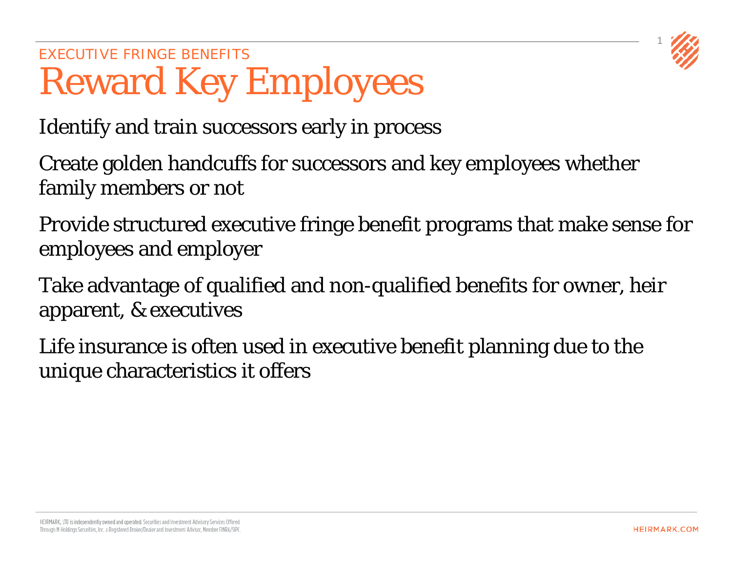EXECUTIVE FRINGE BENEFITS

# Reward Key Employees

Identify and train successors early in process

Create golden handcuffs for successors and key employees whether family members or not

Provide structured executive fringe benefit programs that make sense for employees and employer

Take advantage of qualified and non-qualified benefits for owner, heir apparent, & executives

Life insurance is often used in executive benefit planning due to the unique characteristics it offers

HEIRMARK, LTD is independently owned and operated. Securities and Investment Advisory Services Offered Through M Holdings Securities, Inc. a Registered Broker/Dealer and Investment Advisor, Member FINRA/SIPC.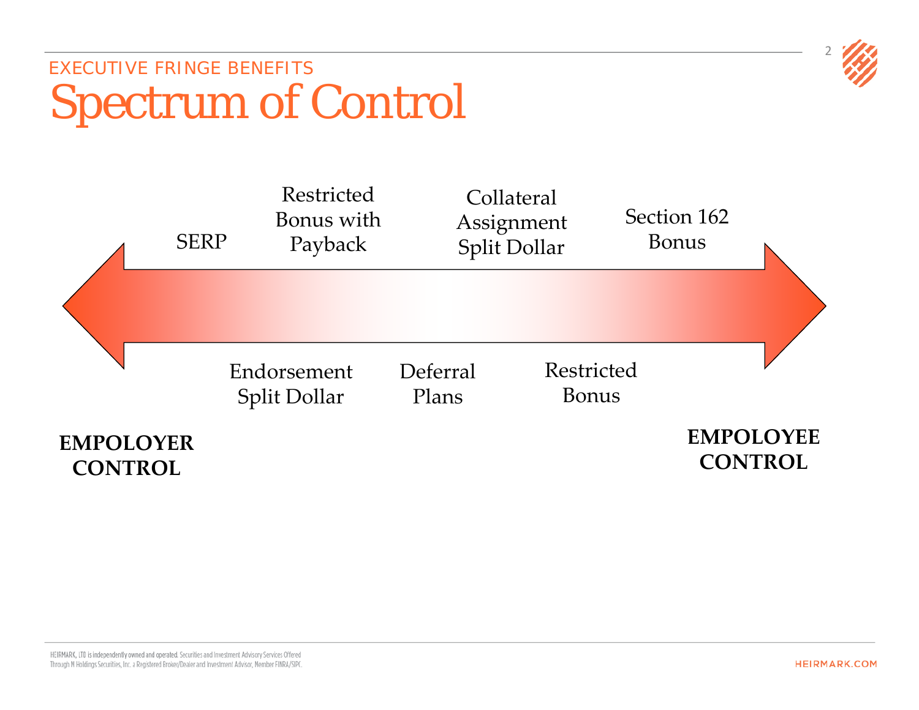EXECUTIVE FRINGE BENEFITS

# Spectrum of Control

SERP

Restricted Bonus with Payback

Collateral Assignment Split Dollar

Section 162 Bonus

Endorsement Split Dollar

Deferral Plans

Restricted Bonus

**EMPOLOYER CONTROL**

**EMPOLOYEE CONTROL**

HEIRMARK, LTD is independently owned and operated. Securities and Investment Advisory Services Offered Through M Holdings Securities, Inc. a Registered Broker/Dealer and Investment Advisor, Member FINRA/SIPC.

HEIRMARK.COM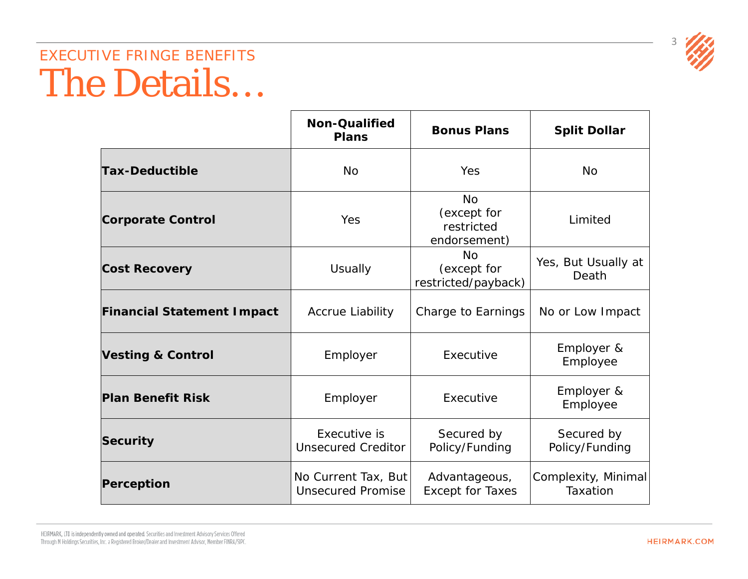EXECUTIVE FRINGE BENEFITS

# The Details…

| | Non-Qualified Plans | Bonus Plans | Split Dollar |
|---|---|---|---|
| **Tax-Deductible** | No | Yes | No |
| **Corporate Control** | Yes | No (except for restricted endorsement) | Limited |
| **Cost Recovery** | Usually | No (except for restricted/payback) | Yes, But Usually at Death |
| **Financial Statement Impact** | Accrue Liability | Charge to Earnings | No or Low Impact |
| **Vesting & Control** | Employer | Executive | Employer & Employee |
| **Plan Benefit Risk** | Employer | Executive | Employer & Employee |
| **Security** | Executive is Unsecured Creditor | Secured by Policy/Funding | Secured by Policy/Funding |
| **Perception** | No Current Tax, But Unsecured Promise | Advantageous, Except for Taxes | Complexity, Minimal Taxation |

HEIRMARK, LTD is independently owned and operated. Securities and Investment Advisory Services Offered Through M Holdings Securities, Inc. a Registered Broker/Dealer and Investment Advisor, Member FINRA/SIPC.

HEIRMARK.COM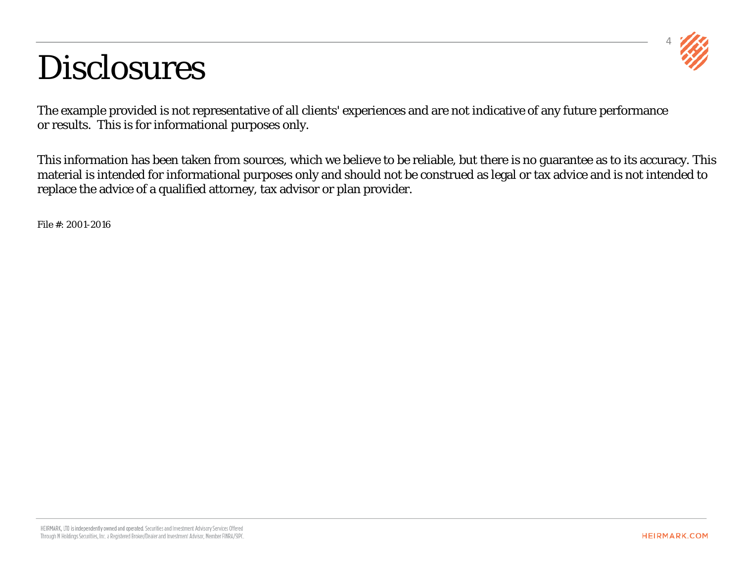# Disclosures

The example provided is not representative of all clients' experiences and are not indicative of any future performance or results. This is for informational purposes only.

This information has been taken from sources, which we believe to be reliable, but there is no guarantee as to its accuracy. This material is intended for informational purposes only and should not be construed as legal or tax advice and is not intended to replace the advice of a qualified attorney, tax advisor or plan provider.

File #: 2001-2016

HEIRMARK, LTD is independently owned and operated. Securities and Investment Advisory Services Offered Through M Holdings Securities, Inc. a Registered Broker/Dealer and Investment Advisor, Member FINRA/SIPC.

HEIRMARK.COM